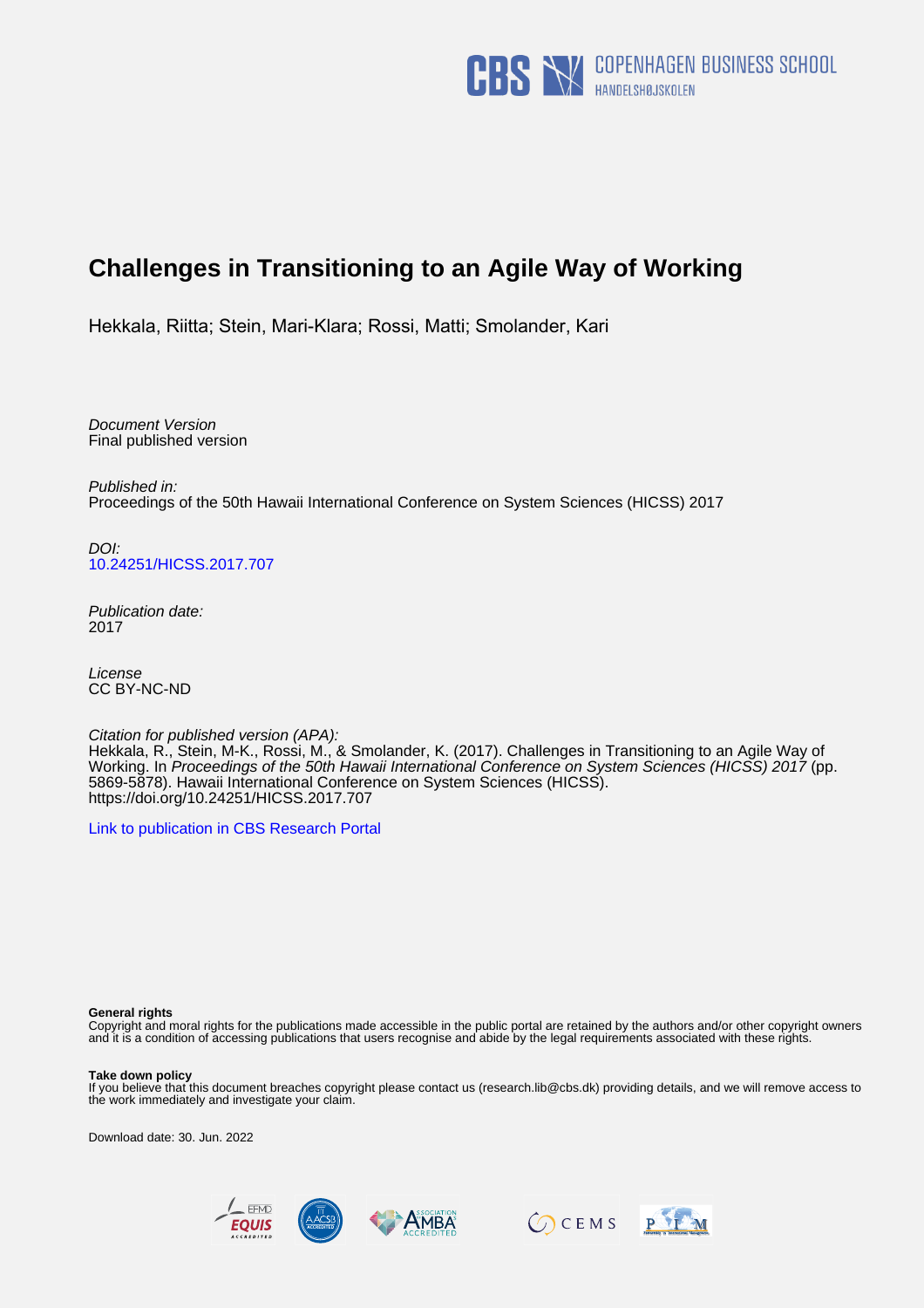# Challenges in Transitioning to an Agile Way of Working

Hekkala, Riitta; Stein, Mari-Klara; Rossi, Matti; Smolander, Kari

*Document Version*
Final published version

*Published in:*
Proceedings of the 50th Hawaii International Conference on System Sciences (HICSS) 2017

*DOI:*
[10.24251/HICSS.2017.707](https://doi.org/10.24251/HICSS.2017.707)

*Publication date:*
2017

*License*
CC BY-NC-ND

*Citation for published version (APA):*
Hekkala, R., Stein, M-K., Rossi, M., & Smolander, K. (2017). Challenges in Transitioning to an Agile Way of Working. In *Proceedings of the 50th Hawaii International Conference on System Sciences (HICSS) 2017* (pp. 5869-5878). Hawaii International Conference on System Sciences (HICSS). https://doi.org/10.24251/HICSS.2017.707

Link to publication in CBS Research Portal

**General rights**
Copyright and moral rights for the publications made accessible in the public portal are retained by the authors and/or other copyright owners and it is a condition of accessing publications that users recognise and abide by the legal requirements associated with these rights.

**Take down policy**
If you believe that this document breaches copyright please contact us (research.lib@cbs.dk) providing details, and we will remove access to the work immediately and investigate your claim.

Download date: 30. Jun. 2022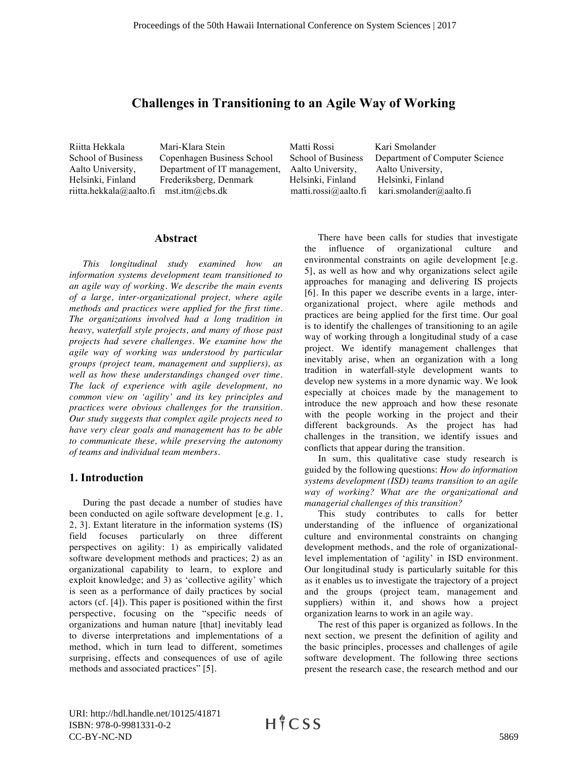# Challenges in Transitioning to an Agile Way of Working

| | | | |
|---|---|---|---|
| Riitta Hekkala | Mari-Klara Stein | Matti Rossi | Kari Smolander |
| School of Business | Copenhagen Business School | School of Business | Department of Computer Science |
| Aalto University, | Department of IT management, | Aalto University, | Aalto University, |
| Helsinki, Finland | Frederiksberg, Denmark | Helsinki, Finland | Helsinki, Finland |
| riitta.hekkala@aalto.fi | mst.itm@cbs.dk | matti.rossi@aalto.fi | kari.smolander@aalto.fi |

## Abstract

*This longitudinal study examined how an information systems development team transitioned to an agile way of working. We describe the main events of a large, inter-organizational project, where agile methods and practices were applied for the first time. The organizations involved had a long tradition in heavy, waterfall style projects, and many of those past projects had severe challenges. We examine how the agile way of working was understood by particular groups (project team, management and suppliers), as well as how these understandings changed over time. The lack of experience with agile development, no common view on 'agility' and its key principles and practices were obvious challenges for the transition. Our study suggests that complex agile projects need to have very clear goals and management has to be able to communicate these, while preserving the autonomy of teams and individual team members.*

## 1. Introduction

During the past decade a number of studies have been conducted on agile software development [e.g. 1, 2, 3]. Extant literature in the information systems (IS) field focuses particularly on three different perspectives on agility: 1) as empirically validated software development methods and practices; 2) as an organizational capability to learn, to explore and exploit knowledge; and 3) as 'collective agility' which is seen as a performance of daily practices by social actors (cf. [4]). This paper is positioned within the first perspective, focusing on the "specific needs of organizations and human nature [that] inevitably lead to diverse interpretations and implementations of a method, which in turn lead to different, sometimes surprising, effects and consequences of use of agile methods and associated practices" [5].

There have been calls for studies that investigate the influence of organizational culture and environmental constraints on agile development [e.g. 5], as well as how and why organizations select agile approaches for managing and delivering IS projects [6]. In this paper we describe events in a large, inter-organizational project, where agile methods and practices are being applied for the first time. Our goal is to identify the challenges of transitioning to an agile way of working through a longitudinal study of a case project. We identify management challenges that inevitably arise, when an organization with a long tradition in waterfall-style development wants to develop new systems in a more dynamic way. We look especially at choices made by the management to introduce the new approach and how these resonate with the people working in the project and their different backgrounds. As the project has had challenges in the transition, we identify issues and conflicts that appear during the transition.

In sum, this qualitative case study research is guided by the following questions: *How do information systems development (ISD) teams transition to an agile way of working? What are the organizational and managerial challenges of this transition?*

This study contributes to calls for better understanding of the influence of organizational culture and environmental constraints on changing development methods, and the role of organizational-level implementation of 'agility' in ISD environment. Our longitudinal study is particularly suitable for this as it enables us to investigate the trajectory of a project and the groups (project team, management and suppliers) within it, and shows how a project organization learns to work in an agile way.

The rest of this paper is organized as follows. In the next section, we present the definition of agility and the basic principles, processes and challenges of agile software development. The following three sections present the research case, the research method and our

URI: http://hdl.handle.net/10125/41871
ISBN: 978-0-9981331-0-2
CC-BY-NC-ND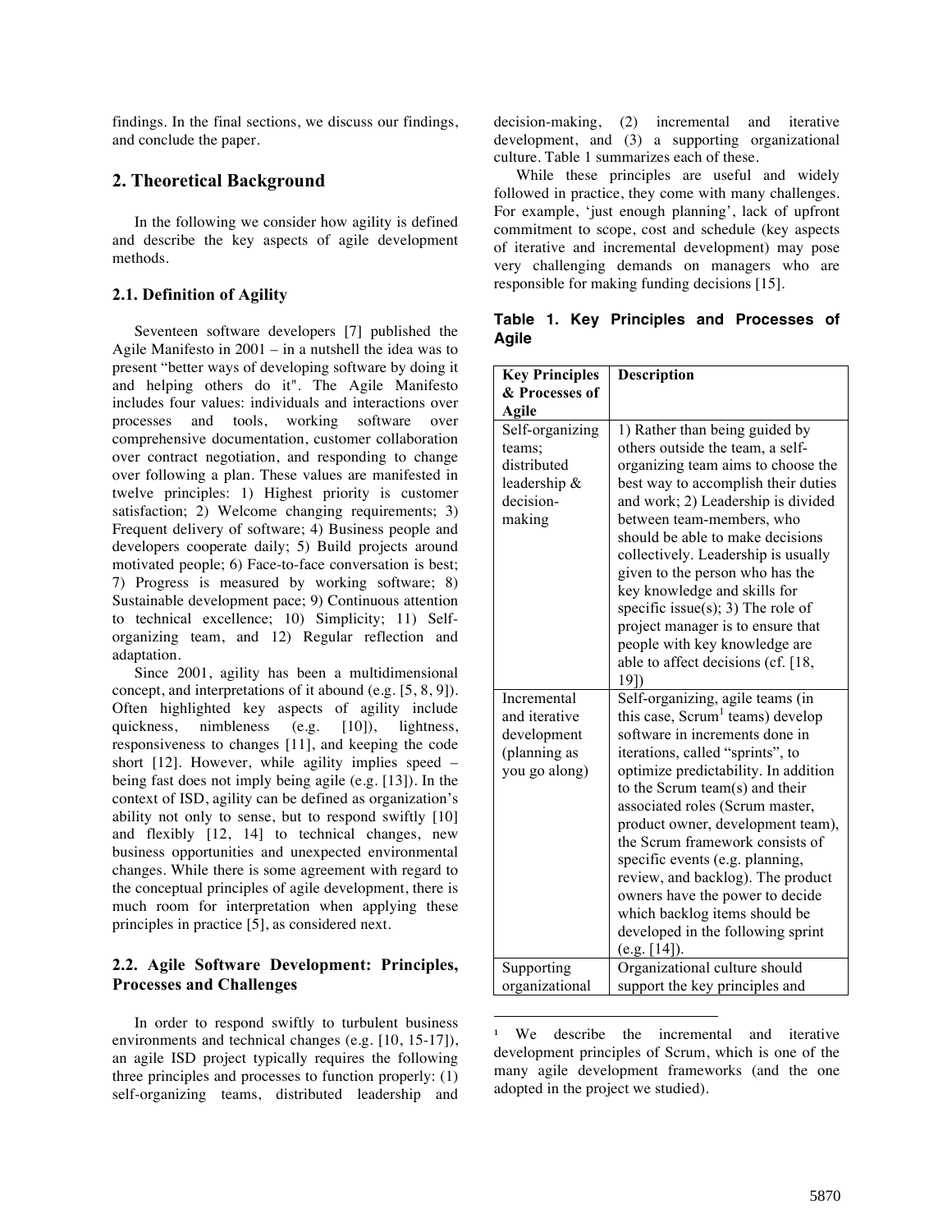findings. In the final sections, we discuss our findings, and conclude the paper.

## 2. Theoretical Background

In the following we consider how agility is defined and describe the key aspects of agile development methods.

### 2.1. Definition of Agility

Seventeen software developers [7] published the Agile Manifesto in 2001 – in a nutshell the idea was to present "better ways of developing software by doing it and helping others do it". The Agile Manifesto includes four values: individuals and interactions over processes and tools, working software over comprehensive documentation, customer collaboration over contract negotiation, and responding to change over following a plan. These values are manifested in twelve principles: 1) Highest priority is customer satisfaction; 2) Welcome changing requirements; 3) Frequent delivery of software; 4) Business people and developers cooperate daily; 5) Build projects around motivated people; 6) Face-to-face conversation is best; 7) Progress is measured by working software; 8) Sustainable development pace; 9) Continuous attention to technical excellence; 10) Simplicity; 11) Self-organizing team, and 12) Regular reflection and adaptation.

Since 2001, agility has been a multidimensional concept, and interpretations of it abound (e.g. [5, 8, 9]). Often highlighted key aspects of agility include quickness, nimbleness (e.g. [10]), lightness, responsiveness to changes [11], and keeping the code short [12]. However, while agility implies speed – being fast does not imply being agile (e.g. [13]). In the context of ISD, agility can be defined as organization's ability not only to sense, but to respond swiftly [10] and flexibly [12, 14] to technical changes, new business opportunities and unexpected environmental changes. While there is some agreement with regard to the conceptual principles of agile development, there is much room for interpretation when applying these principles in practice [5], as considered next.

### 2.2. Agile Software Development: Principles, Processes and Challenges

In order to respond swiftly to turbulent business environments and technical changes (e.g. [10, 15-17]), an agile ISD project typically requires the following three principles and processes to function properly: (1) self-organizing teams, distributed leadership and decision-making, (2) incremental and iterative development, and (3) a supporting organizational culture. Table 1 summarizes each of these.

While these principles are useful and widely followed in practice, they come with many challenges. For example, 'just enough planning', lack of upfront commitment to scope, cost and schedule (key aspects of iterative and incremental development) may pose very challenging demands on managers who are responsible for making funding decisions [15].

**Table 1. Key Principles and Processes of Agile**

| Key Principles & Processes of Agile | Description |
|---|---|
| Self-organizing teams; distributed leadership & decision-making | 1) Rather than being guided by others outside the team, a self-organizing team aims to choose the best way to accomplish their duties and work; 2) Leadership is divided between team-members, who should be able to make decisions collectively. Leadership is usually given to the person who has the key knowledge and skills for specific issue(s); 3) The role of project manager is to ensure that people with key knowledge are able to affect decisions (cf. [18, 19]) |
| Incremental and iterative development (planning as you go along) | Self-organizing, agile teams (in this case, Scrum[1] teams) develop software in increments done in iterations, called "sprints", to optimize predictability. In addition to the Scrum team(s) and their associated roles (Scrum master, product owner, development team), the Scrum framework consists of specific events (e.g. planning, review, and backlog). The product owners have the power to decide which backlog items should be developed in the following sprint (e.g. [14]). |
| Supporting organizational | Organizational culture should support the key principles and |

[1] We describe the incremental and iterative development principles of Scrum, which is one of the many agile development frameworks (and the one adopted in the project we studied).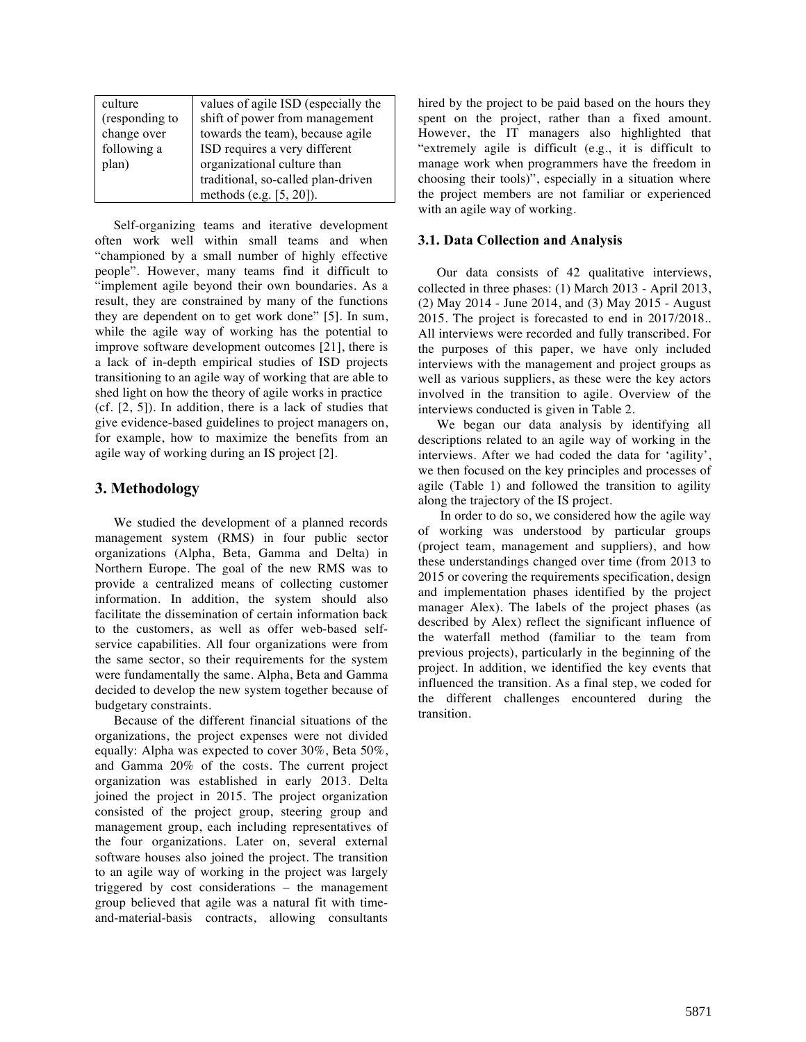| | |
|---|---|
| culture (responding to change over following a plan) | values of agile ISD (especially the shift of power from management towards the team), because agile ISD requires a very different organizational culture than traditional, so-called plan-driven methods (e.g. [5, 20]). |

Self-organizing teams and iterative development often work well within small teams and when "championed by a small number of highly effective people". However, many teams find it difficult to "implement agile beyond their own boundaries. As a result, they are constrained by many of the functions they are dependent on to get work done" [5]. In sum, while the agile way of working has the potential to improve software development outcomes [21], there is a lack of in-depth empirical studies of ISD projects transitioning to an agile way of working that are able to shed light on how the theory of agile works in practice (cf. [2, 5]). In addition, there is a lack of studies that give evidence-based guidelines to project managers on, for example, how to maximize the benefits from an agile way of working during an IS project [2].

## 3. Methodology

We studied the development of a planned records management system (RMS) in four public sector organizations (Alpha, Beta, Gamma and Delta) in Northern Europe. The goal of the new RMS was to provide a centralized means of collecting customer information. In addition, the system should also facilitate the dissemination of certain information back to the customers, as well as offer web-based self-service capabilities. All four organizations were from the same sector, so their requirements for the system were fundamentally the same. Alpha, Beta and Gamma decided to develop the new system together because of budgetary constraints.

Because of the different financial situations of the organizations, the project expenses were not divided equally: Alpha was expected to cover 30%, Beta 50%, and Gamma 20% of the costs. The current project organization was established in early 2013. Delta joined the project in 2015. The project organization consisted of the project group, steering group and management group, each including representatives of the four organizations. Later on, several external software houses also joined the project. The transition to an agile way of working in the project was largely triggered by cost considerations – the management group believed that agile was a natural fit with time-and-material-basis contracts, allowing consultants hired by the project to be paid based on the hours they spent on the project, rather than a fixed amount. However, the IT managers also highlighted that "extremely agile is difficult (e.g., it is difficult to manage work when programmers have the freedom in choosing their tools)", especially in a situation where the project members are not familiar or experienced with an agile way of working.

### 3.1. Data Collection and Analysis

Our data consists of 42 qualitative interviews, collected in three phases: (1) March 2013 - April 2013, (2) May 2014 - June 2014, and (3) May 2015 - August 2015. The project is forecasted to end in 2017/2018.. All interviews were recorded and fully transcribed. For the purposes of this paper, we have only included interviews with the management and project groups as well as various suppliers, as these were the key actors involved in the transition to agile. Overview of the interviews conducted is given in Table 2.

We began our data analysis by identifying all descriptions related to an agile way of working in the interviews. After we had coded the data for 'agility', we then focused on the key principles and processes of agile (Table 1) and followed the transition to agility along the trajectory of the IS project.

In order to do so, we considered how the agile way of working was understood by particular groups (project team, management and suppliers), and how these understandings changed over time (from 2013 to 2015 or covering the requirements specification, design and implementation phases identified by the project manager Alex). The labels of the project phases (as described by Alex) reflect the significant influence of the waterfall method (familiar to the team from previous projects), particularly in the beginning of the project. In addition, we identified the key events that influenced the transition. As a final step, we coded for the different challenges encountered during the transition.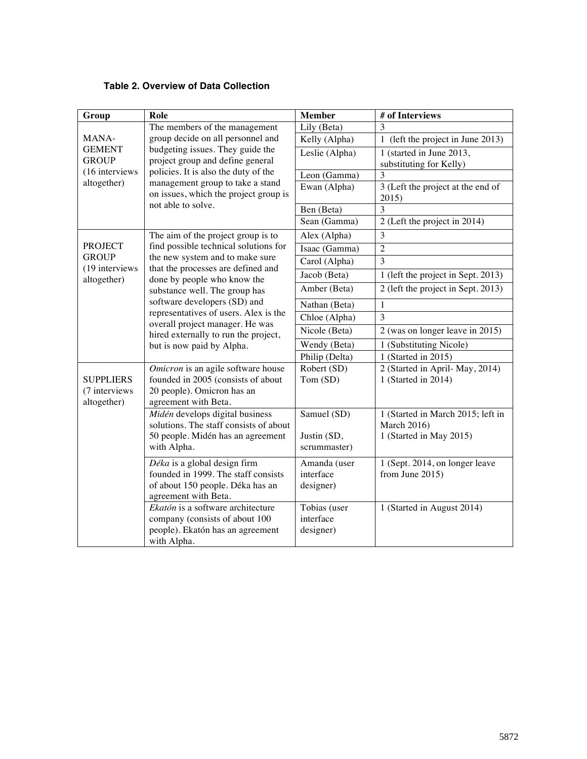**Table 2. Overview of Data Collection**

| Group | Role | Member | # of Interviews |
|---|---|---|---|
| MANA-GEMENT GROUP (16 interviews altogether) | The members of the management group decide on all personnel and budgeting issues. They guide the project group and define general policies. It is also the duty of the management group to take a stand on issues, which the project group is not able to solve. | Lily (Beta) | 3 |
| | | Kelly (Alpha) | 1 (left the project in June 2013) |
| | | Leslie (Alpha) | 1 (started in June 2013, substituting for Kelly) |
| | | Leon (Gamma) | 3 |
| | | Ewan (Alpha) | 3 (Left the project at the end of 2015) |
| | | Ben (Beta) | 3 |
| | | Sean (Gamma) | 2 (Left the project in 2014) |
| PROJECT GROUP (19 interviews altogether) | The aim of the project group is to find possible technical solutions for the new system and to make sure that the processes are defined and done by people who know the substance well. The group has software developers (SD) and representatives of users. Alex is the overall project manager. He was hired externally to run the project, but is now paid by Alpha. | Alex (Alpha) | 3 |
| | | Isaac (Gamma) | 2 |
| | | Carol (Alpha) | 3 |
| | | Jacob (Beta) | 1 (left the project in Sept. 2013) |
| | | Amber (Beta) | 2 (left the project in Sept. 2013) |
| | | Nathan (Beta) | 1 |
| | | Chloe (Alpha) | 3 |
| | | Nicole (Beta) | 2 (was on longer leave in 2015) |
| | | Wendy (Beta) | 1 (Substituting Nicole) |
| | | Philip (Delta) | 1 (Started in 2015) |
| SUPPLIERS (7 interviews altogether) | *Omicron* is an agile software house founded in 2005 (consists of about 20 people). Omicron has an agreement with Beta. | Robert (SD)<br>Tom (SD) | 2 (Started in April- May, 2014)<br>1 (Started in 2014) |
| | *Midén* develops digital business solutions. The staff consists of about 50 people. Midén has an agreement with Alpha. | Samuel (SD)<br><br>Justin (SD, scrummaster) | 1 (Started in March 2015; left in March 2016)<br>1 (Started in May 2015) |
| | *Déka* is a global design firm founded in 1999. The staff consists of about 150 people. Déka has an agreement with Beta. | Amanda (user interface designer) | 1 (Sept. 2014, on longer leave from June 2015) |
| | *Ekatón* is a software architecture company (consists of about 100 people). Ekatón has an agreement with Alpha. | Tobias (user interface designer) | 1 (Started in August 2014) |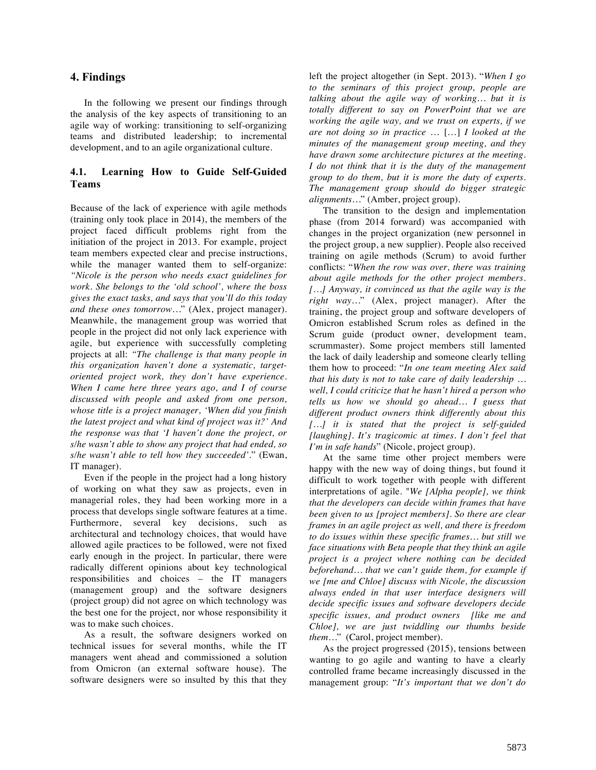## 4. Findings

In the following we present our findings through the analysis of the key aspects of transitioning to an agile way of working: transitioning to self-organizing teams and distributed leadership; to incremental development, and to an agile organizational culture.

### 4.1. Learning How to Guide Self-Guided Teams

Because of the lack of experience with agile methods (training only took place in 2014), the members of the project faced difficult problems right from the initiation of the project in 2013. For example, project team members expected clear and precise instructions, while the manager wanted them to self-organize: *"Nicole is the person who needs exact guidelines for work. She belongs to the 'old school', where the boss gives the exact tasks, and says that you'll do this today and these ones tomorrow…*" (Alex, project manager). Meanwhile, the management group was worried that people in the project did not only lack experience with agile, but experience with successfully completing projects at all: *"The challenge is that many people in this organization haven't done a systematic, target-oriented project work, they don't have experience. When I came here three years ago, and I of course discussed with people and asked from one person, whose title is a project manager, 'When did you finish the latest project and what kind of project was it?' And the response was that 'I haven't done the project, or s/he wasn't able to show any project that had ended, so s/he wasn't able to tell how they succeeded'.*" (Ewan, IT manager).

Even if the people in the project had a long history of working on what they saw as projects, even in managerial roles, they had been working more in a process that develops single software features at a time. Furthermore, several key decisions, such as architectural and technology choices, that would have allowed agile practices to be followed, were not fixed early enough in the project. In particular, there were radically different opinions about key technological responsibilities and choices – the IT managers (management group) and the software designers (project group) did not agree on which technology was the best one for the project, nor whose responsibility it was to make such choices.

As a result, the software designers worked on technical issues for several months, while the IT managers went ahead and commissioned a solution from Omicron (an external software house). The software designers were so insulted by this that they left the project altogether (in Sept. 2013). "*When I go to the seminars of this project group, people are talking about the agile way of working… but it is totally different to say on PowerPoint that we are working the agile way, and we trust on experts, if we are not doing so in practice …* […] *I looked at the minutes of the management group meeting, and they have drawn some architecture pictures at the meeting. I do not think that it is the duty of the management group to do them, but it is more the duty of experts. The management group should do bigger strategic alignments…*" (Amber, project group).

The transition to the design and implementation phase (from 2014 forward) was accompanied with changes in the project organization (new personnel in the project group, a new supplier). People also received training on agile methods (Scrum) to avoid further conflicts: "*When the row was over, there was training about agile methods for the other project members. […] Anyway, it convinced us that the agile way is the right way…*" (Alex, project manager). After the training, the project group and software developers of Omicron established Scrum roles as defined in the Scrum guide (product owner, development team, scrummaster). Some project members still lamented the lack of daily leadership and someone clearly telling them how to proceed: "*In one team meeting Alex said that his duty is not to take care of daily leadership … well, I could criticize that he hasn't hired a person who tells us how we should go ahead… I guess that different product owners think differently about this […] it is stated that the project is self-guided [laughing]. It's tragicomic at times. I don't feel that I'm in safe hands*" (Nicole, project group).

At the same time other project members were happy with the new way of doing things, but found it difficult to work together with people with different interpretations of agile. "*We [Alpha people], we think that the developers can decide within frames that have been given to us [project members]. So there are clear frames in an agile project as well, and there is freedom to do issues within these specific frames… but still we face situations with Beta people that they think an agile project is a project where nothing can be decided beforehand… that we can't guide them, for example if we [me and Chloe] discuss with Nicole, the discussion always ended in that user interface designers will decide specific issues and software developers decide specific issues, and product owners [like me and Chloe], we are just twiddling our thumbs beside them…*" (Carol, project member).

As the project progressed (2015), tensions between wanting to go agile and wanting to have a clearly controlled frame became increasingly discussed in the management group: "*It's important that we don't do*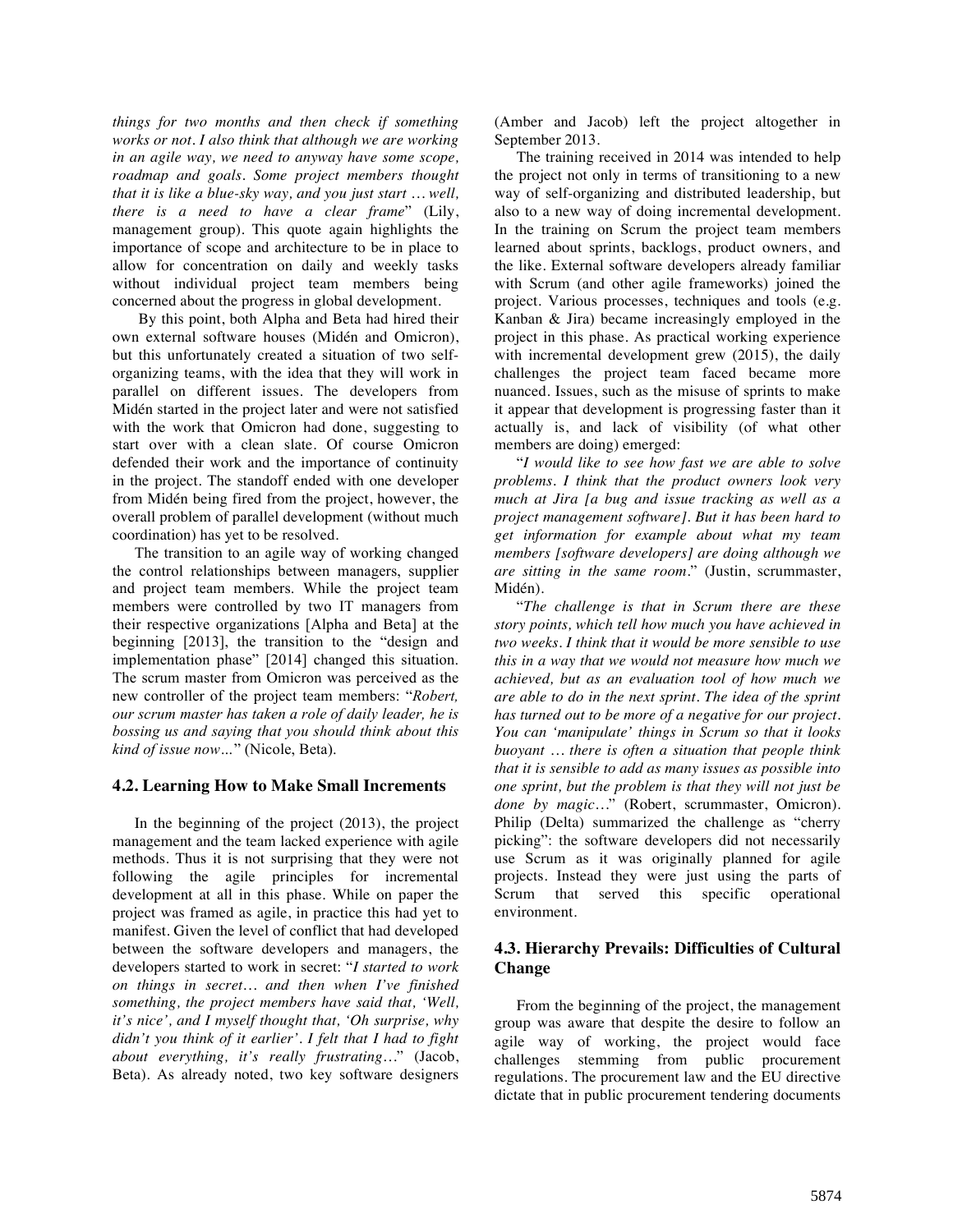*things for two months and then check if something works or not. I also think that although we are working in an agile way, we need to anyway have some scope, roadmap and goals. Some project members thought that it is like a blue-sky way, and you just start … well, there is a need to have a clear frame*" (Lily, management group). This quote again highlights the importance of scope and architecture to be in place to allow for concentration on daily and weekly tasks without individual project team members being concerned about the progress in global development.

By this point, both Alpha and Beta had hired their own external software houses (Midén and Omicron), but this unfortunately created a situation of two self-organizing teams, with the idea that they will work in parallel on different issues. The developers from Midén started in the project later and were not satisfied with the work that Omicron had done, suggesting to start over with a clean slate. Of course Omicron defended their work and the importance of continuity in the project. The standoff ended with one developer from Midén being fired from the project, however, the overall problem of parallel development (without much coordination) has yet to be resolved.

The transition to an agile way of working changed the control relationships between managers, supplier and project team members. While the project team members were controlled by two IT managers from their respective organizations [Alpha and Beta] at the beginning [2013], the transition to the "design and implementation phase" [2014] changed this situation. The scrum master from Omicron was perceived as the new controller of the project team members: "*Robert, our scrum master has taken a role of daily leader, he is bossing us and saying that you should think about this kind of issue now…*" (Nicole, Beta).

### 4.2. Learning How to Make Small Increments

In the beginning of the project (2013), the project management and the team lacked experience with agile methods. Thus it is not surprising that they were not following the agile principles for incremental development at all in this phase. While on paper the project was framed as agile, in practice this had yet to manifest. Given the level of conflict that had developed between the software developers and managers, the developers started to work in secret: "*I started to work on things in secret… and then when I've finished something, the project members have said that, 'Well, it's nice', and I myself thought that, 'Oh surprise, why didn't you think of it earlier'. I felt that I had to fight about everything, it's really frustrating…*" (Jacob, Beta). As already noted, two key software designers (Amber and Jacob) left the project altogether in September 2013.

The training received in 2014 was intended to help the project not only in terms of transitioning to a new way of self-organizing and distributed leadership, but also to a new way of doing incremental development. In the training on Scrum the project team members learned about sprints, backlogs, product owners, and the like. External software developers already familiar with Scrum (and other agile frameworks) joined the project. Various processes, techniques and tools (e.g. Kanban & Jira) became increasingly employed in the project in this phase. As practical working experience with incremental development grew (2015), the daily challenges the project team faced became more nuanced. Issues, such as the misuse of sprints to make it appear that development is progressing faster than it actually is, and lack of visibility (of what other members are doing) emerged:

"*I would like to see how fast we are able to solve problems. I think that the product owners look very much at Jira [a bug and issue tracking as well as a project management software]. But it has been hard to get information for example about what my team members [software developers] are doing although we are sitting in the same room.*" (Justin, scrummaster, Midén).

"*The challenge is that in Scrum there are these story points, which tell how much you have achieved in two weeks. I think that it would be more sensible to use this in a way that we would not measure how much we achieved, but as an evaluation tool of how much we are able to do in the next sprint. The idea of the sprint has turned out to be more of a negative for our project. You can 'manipulate' things in Scrum so that it looks buoyant … there is often a situation that people think that it is sensible to add as many issues as possible into one sprint, but the problem is that they will not just be done by magic…*" (Robert, scrummaster, Omicron). Philip (Delta) summarized the challenge as "cherry picking": the software developers did not necessarily use Scrum as it was originally planned for agile projects. Instead they were just using the parts of Scrum that served this specific operational environment.

### 4.3. Hierarchy Prevails: Difficulties of Cultural Change

From the beginning of the project, the management group was aware that despite the desire to follow an agile way of working, the project would face challenges stemming from public procurement regulations. The procurement law and the EU directive dictate that in public procurement tendering documents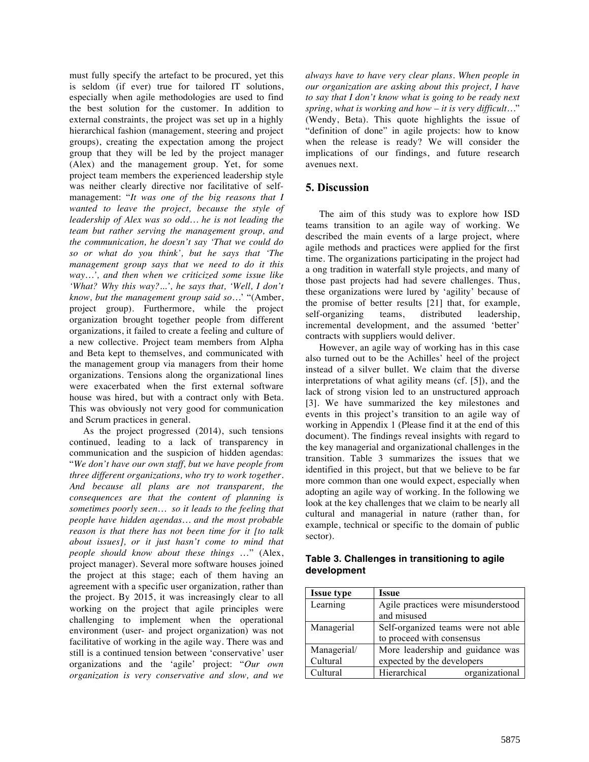must fully specify the artefact to be procured, yet this is seldom (if ever) true for tailored IT solutions, especially when agile methodologies are used to find the best solution for the customer. In addition to external constraints, the project was set up in a highly hierarchical fashion (management, steering and project groups), creating the expectation among the project group that they will be led by the project manager (Alex) and the management group. Yet, for some project team members the experienced leadership style was neither clearly directive nor facilitative of self-management: "*It was one of the big reasons that I wanted to leave the project, because the style of leadership of Alex was so odd… he is not leading the team but rather serving the management group, and the communication, he doesn't say 'That we could do so or what do you think', but he says that 'The management group says that we need to do it this way…', and then when we criticized some issue like 'What? Why this way?…', he says that, 'Well, I don't know, but the management group said so…*' "(Amber, project group). Furthermore, while the project organization brought together people from different organizations, it failed to create a feeling and culture of a new collective. Project team members from Alpha and Beta kept to themselves, and communicated with the management group via managers from their home organizations. Tensions along the organizational lines were exacerbated when the first external software house was hired, but with a contract only with Beta. This was obviously not very good for communication and Scrum practices in general.

As the project progressed (2014), such tensions continued, leading to a lack of transparency in communication and the suspicion of hidden agendas: "*We don't have our own staff, but we have people from three different organizations, who try to work together. And because all plans are not transparent, the consequences are that the content of planning is sometimes poorly seen… so it leads to the feeling that people have hidden agendas… and the most probable reason is that there has not been time for it [to talk about issues], or it just hasn't come to mind that people should know about these things …*" (Alex, project manager). Several more software houses joined the project at this stage; each of them having an agreement with a specific user organization, rather than the project. By 2015, it was increasingly clear to all working on the project that agile principles were challenging to implement when the operational environment (user- and project organization) was not facilitative of working in the agile way. There was and still is a continued tension between 'conservative' user organizations and the 'agile' project: "*Our own organization is very conservative and slow, and we always have to have very clear plans. When people in our organization are asking about this project, I have to say that I don't know what is going to be ready next spring, what is working and how – it is very difficult…*" (Wendy, Beta). This quote highlights the issue of "definition of done" in agile projects: how to know when the release is ready? We will consider the implications of our findings, and future research avenues next.

## 5. Discussion

The aim of this study was to explore how ISD teams transition to an agile way of working. We described the main events of a large project, where agile methods and practices were applied for the first time. The organizations participating in the project had a ong tradition in waterfall style projects, and many of those past projects had had severe challenges. Thus, these organizations were lured by 'agility' because of the promise of better results [21] that, for example, self-organizing teams, distributed leadership, incremental development, and the assumed 'better' contracts with suppliers would deliver.

However, an agile way of working has in this case also turned out to be the Achilles' heel of the project instead of a silver bullet. We claim that the diverse interpretations of what agility means (cf. [5]), and the lack of strong vision led to an unstructured approach [3]. We have summarized the key milestones and events in this project's transition to an agile way of working in Appendix 1 (Please find it at the end of this document). The findings reveal insights with regard to the key managerial and organizational challenges in the transition. Table 3 summarizes the issues that we identified in this project, but that we believe to be far more common than one would expect, especially when adopting an agile way of working. In the following we look at the key challenges that we claim to be nearly all cultural and managerial in nature (rather than, for example, technical or specific to the domain of public sector).

**Table 3. Challenges in transitioning to agile development**

| Issue type | Issue |
|---|---|
| Learning | Agile practices were misunderstood and misused |
| Managerial | Self-organized teams were not able to proceed with consensus |
| Managerial/ Cultural | More leadership and guidance was expected by the developers |
| Cultural | Hierarchical organizational |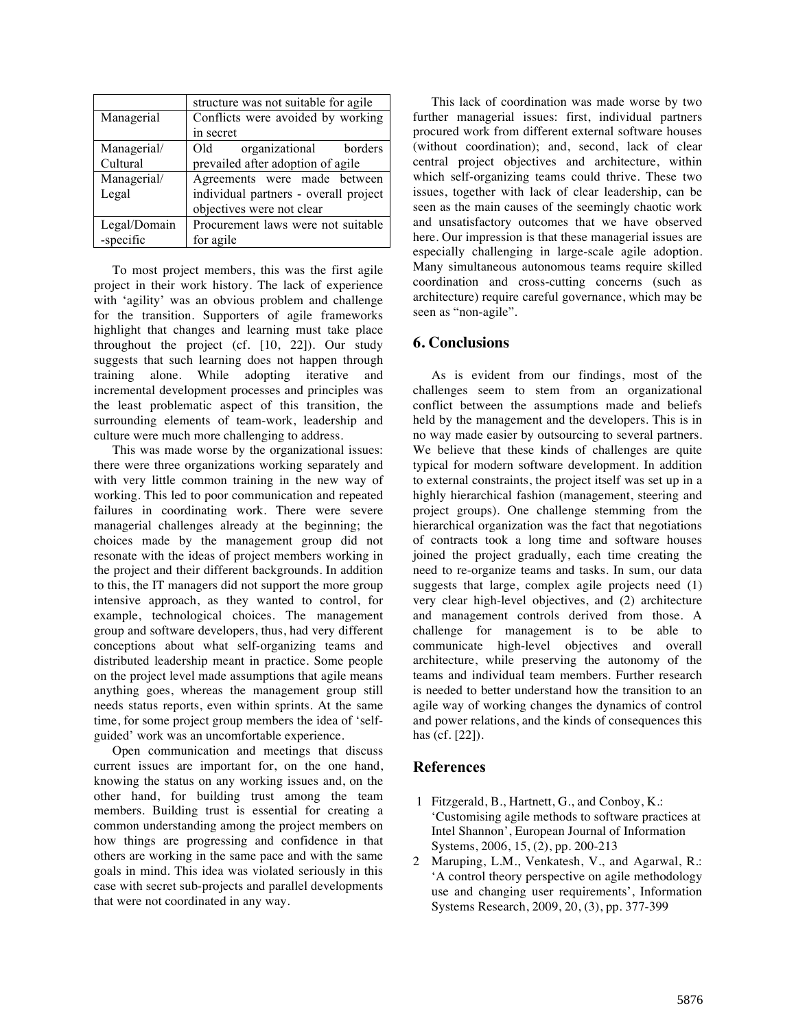| | |
|---|---|
| | structure was not suitable for agile |
| Managerial | Conflicts were avoided by working in secret |
| Managerial/ Cultural | Old organizational borders prevailed after adoption of agile |
| Managerial/ Legal | Agreements were made between individual partners - overall project objectives were not clear |
| Legal/Domain -specific | Procurement laws were not suitable for agile |

To most project members, this was the first agile project in their work history. The lack of experience with 'agility' was an obvious problem and challenge for the transition. Supporters of agile frameworks highlight that changes and learning must take place throughout the project (cf. [10, 22]). Our study suggests that such learning does not happen through training alone. While adopting iterative and incremental development processes and principles was the least problematic aspect of this transition, the surrounding elements of team-work, leadership and culture were much more challenging to address.

This was made worse by the organizational issues: there were three organizations working separately and with very little common training in the new way of working. This led to poor communication and repeated failures in coordinating work. There were severe managerial challenges already at the beginning; the choices made by the management group did not resonate with the ideas of project members working in the project and their different backgrounds. In addition to this, the IT managers did not support the more group intensive approach, as they wanted to control, for example, technological choices. The management group and software developers, thus, had very different conceptions about what self-organizing teams and distributed leadership meant in practice. Some people on the project level made assumptions that agile means anything goes, whereas the management group still needs status reports, even within sprints. At the same time, for some project group members the idea of 'self-guided' work was an uncomfortable experience.

Open communication and meetings that discuss current issues are important for, on the one hand, knowing the status on any working issues and, on the other hand, for building trust among the team members. Building trust is essential for creating a common understanding among the project members on how things are progressing and confidence in that others are working in the same pace and with the same goals in mind. This idea was violated seriously in this case with secret sub-projects and parallel developments that were not coordinated in any way.

This lack of coordination was made worse by two further managerial issues: first, individual partners procured work from different external software houses (without coordination); and, second, lack of clear central project objectives and architecture, within which self-organizing teams could thrive. These two issues, together with lack of clear leadership, can be seen as the main causes of the seemingly chaotic work and unsatisfactory outcomes that we have observed here. Our impression is that these managerial issues are especially challenging in large-scale agile adoption. Many simultaneous autonomous teams require skilled coordination and cross-cutting concerns (such as architecture) require careful governance, which may be seen as "non-agile".

## 6. Conclusions

As is evident from our findings, most of the challenges seem to stem from an organizational conflict between the assumptions made and beliefs held by the management and the developers. This is in no way made easier by outsourcing to several partners. We believe that these kinds of challenges are quite typical for modern software development. In addition to external constraints, the project itself was set up in a highly hierarchical fashion (management, steering and project groups). One challenge stemming from the hierarchical organization was the fact that negotiations of contracts took a long time and software houses joined the project gradually, each time creating the need to re-organize teams and tasks. In sum, our data suggests that large, complex agile projects need (1) very clear high-level objectives, and (2) architecture and management controls derived from those. A challenge for management is to be able to communicate high-level objectives and overall architecture, while preserving the autonomy of the teams and individual team members. Further research is needed to better understand how the transition to an agile way of working changes the dynamics of control and power relations, and the kinds of consequences this has (cf. [22]).

## References

1 Fitzgerald, B., Hartnett, G., and Conboy, K.: 'Customising agile methods to software practices at Intel Shannon', European Journal of Information Systems, 2006, 15, (2), pp. 200-213

2 Maruping, L.M., Venkatesh, V., and Agarwal, R.: 'A control theory perspective on agile methodology use and changing user requirements', Information Systems Research, 2009, 20, (3), pp. 377-399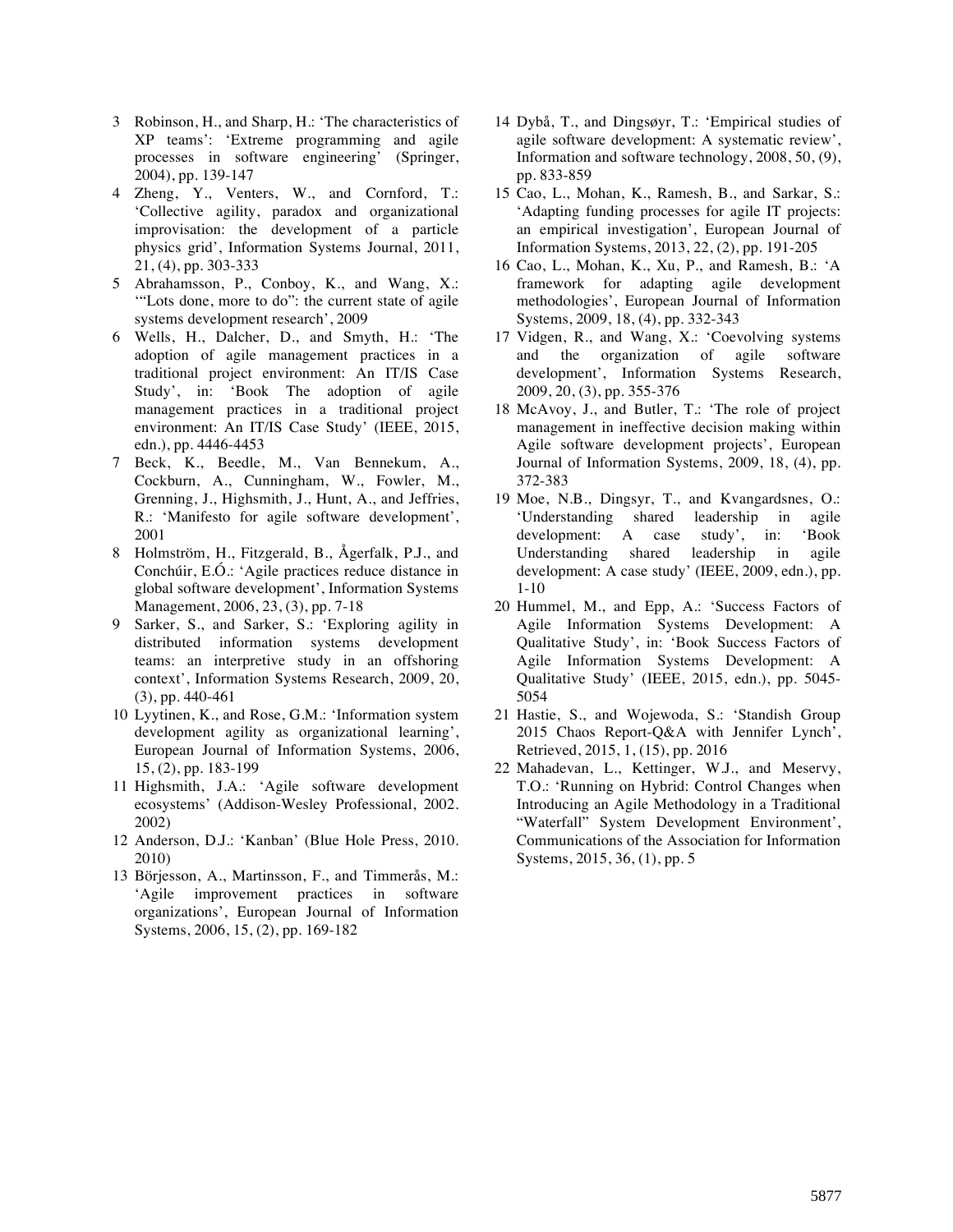3 Robinson, H., and Sharp, H.: 'The characteristics of XP teams': 'Extreme programming and agile processes in software engineering' (Springer, 2004), pp. 139-147

4 Zheng, Y., Venters, W., and Cornford, T.: 'Collective agility, paradox and organizational improvisation: the development of a particle physics grid', Information Systems Journal, 2011, 21, (4), pp. 303-333

5 Abrahamsson, P., Conboy, K., and Wang, X.: '"Lots done, more to do": the current state of agile systems development research', 2009

6 Wells, H., Dalcher, D., and Smyth, H.: 'The adoption of agile management practices in a traditional project environment: An IT/IS Case Study', in: 'Book The adoption of agile management practices in a traditional project environment: An IT/IS Case Study' (IEEE, 2015, edn.), pp. 4446-4453

7 Beck, K., Beedle, M., Van Bennekum, A., Cockburn, A., Cunningham, W., Fowler, M., Grenning, J., Highsmith, J., Hunt, A., and Jeffries, R.: 'Manifesto for agile software development', 2001

8 Holmström, H., Fitzgerald, B., Ågerfalk, P.J., and Conchúir, E.Ó.: 'Agile practices reduce distance in global software development', Information Systems Management, 2006, 23, (3), pp. 7-18

9 Sarker, S., and Sarker, S.: 'Exploring agility in distributed information systems development teams: an interpretive study in an offshoring context', Information Systems Research, 2009, 20, (3), pp. 440-461

10 Lyytinen, K., and Rose, G.M.: 'Information system development agility as organizational learning', European Journal of Information Systems, 2006, 15, (2), pp. 183-199

11 Highsmith, J.A.: 'Agile software development ecosystems' (Addison-Wesley Professional, 2002. 2002)

12 Anderson, D.J.: 'Kanban' (Blue Hole Press, 2010. 2010)

13 Börjesson, A., Martinsson, F., and Timmerås, M.: 'Agile improvement practices in software organizations', European Journal of Information Systems, 2006, 15, (2), pp. 169-182

14 Dybå, T., and Dingsøyr, T.: 'Empirical studies of agile software development: A systematic review', Information and software technology, 2008, 50, (9), pp. 833-859

15 Cao, L., Mohan, K., Ramesh, B., and Sarkar, S.: 'Adapting funding processes for agile IT projects: an empirical investigation', European Journal of Information Systems, 2013, 22, (2), pp. 191-205

16 Cao, L., Mohan, K., Xu, P., and Ramesh, B.: 'A framework for adapting agile development methodologies', European Journal of Information Systems, 2009, 18, (4), pp. 332-343

17 Vidgen, R., and Wang, X.: 'Coevolving systems and the organization of agile software development', Information Systems Research, 2009, 20, (3), pp. 355-376

18 McAvoy, J., and Butler, T.: 'The role of project management in ineffective decision making within Agile software development projects', European Journal of Information Systems, 2009, 18, (4), pp. 372-383

19 Moe, N.B., Dingsyr, T., and Kvangardsnes, O.: 'Understanding shared leadership in agile development: A case study', in: 'Book Understanding shared leadership in agile development: A case study' (IEEE, 2009, edn.), pp. 1-10

20 Hummel, M., and Epp, A.: 'Success Factors of Agile Information Systems Development: A Qualitative Study', in: 'Book Success Factors of Agile Information Systems Development: A Qualitative Study' (IEEE, 2015, edn.), pp. 5045-5054

21 Hastie, S., and Wojewoda, S.: 'Standish Group 2015 Chaos Report-Q&A with Jennifer Lynch', Retrieved, 2015, 1, (15), pp. 2016

22 Mahadevan, L., Kettinger, W.J., and Meservy, T.O.: 'Running on Hybrid: Control Changes when Introducing an Agile Methodology in a Traditional "Waterfall" System Development Environment', Communications of the Association for Information Systems, 2015, 36, (1), pp. 5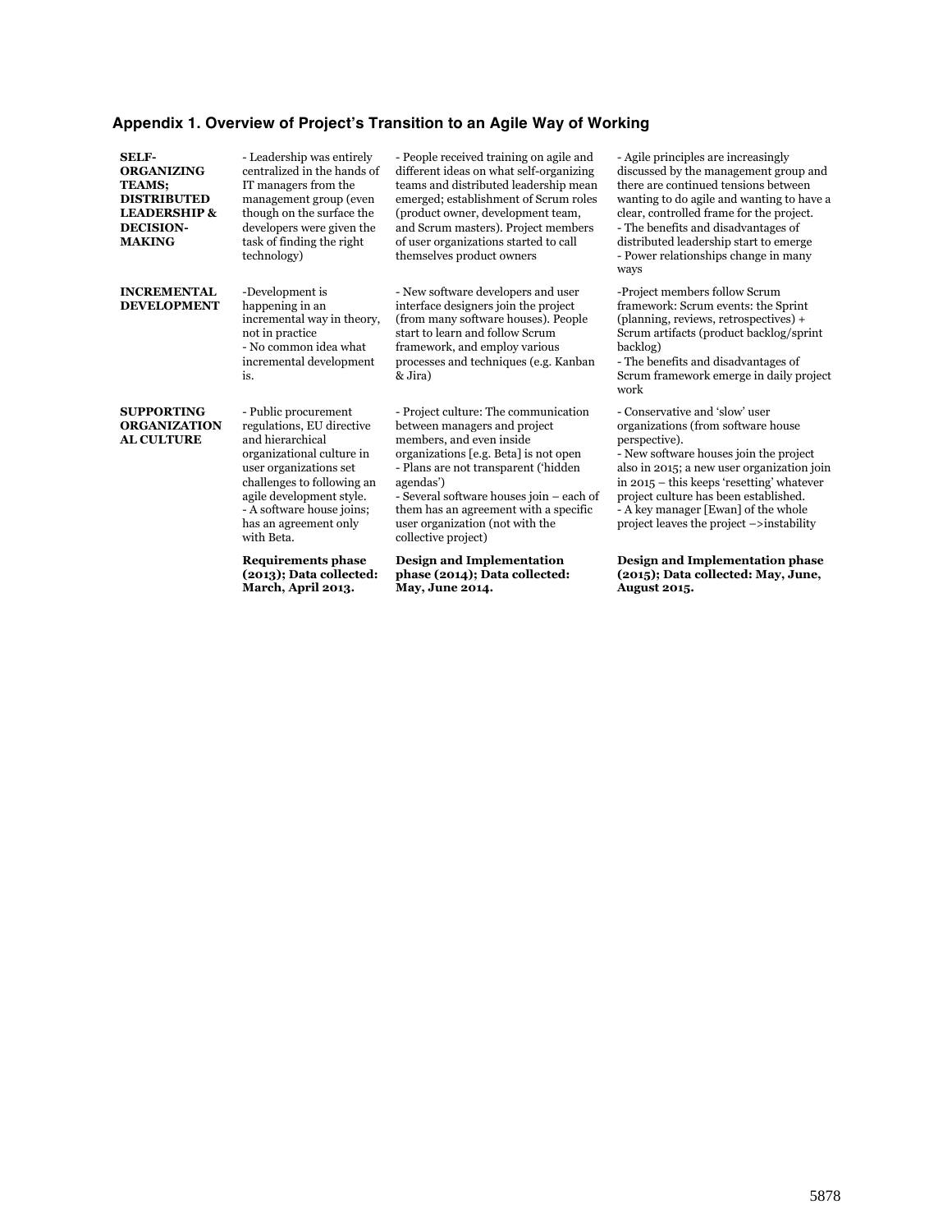## Appendix 1. Overview of Project's Transition to an Agile Way of Working

| | | | |
|---|---|---|---|
| **SELF-ORGANIZING TEAMS; DISTRIBUTED LEADERSHIP & DECISION-MAKING** | - Leadership was entirely centralized in the hands of IT managers from the management group (even though on the surface the developers were given the task of finding the right technology) | - People received training on agile and different ideas on what self-organizing teams and distributed leadership mean emerged; establishment of Scrum roles (product owner, development team, and Scrum masters). Project members of user organizations started to call themselves product owners | - Agile principles are increasingly discussed by the management group and there are continued tensions between wanting to do agile and wanting to have a clear, controlled frame for the project.<br>- The benefits and disadvantages of distributed leadership start to emerge<br>- Power relationships change in many ways |
| **INCREMENTAL DEVELOPMENT** | -Development is happening in an incremental way in theory, not in practice<br>- No common idea what incremental development is. | - New software developers and user interface designers join the project (from many software houses). People start to learn and follow Scrum framework, and employ various processes and techniques (e.g. Kanban & Jira) | -Project members follow Scrum framework: Scrum events: the Sprint (planning, reviews, retrospectives) + Scrum artifacts (product backlog/sprint backlog)<br>- The benefits and disadvantages of Scrum framework emerge in daily project work |
| **SUPPORTING ORGANIZATION AL CULTURE** | - Public procurement regulations, EU directive and hierarchical organizational culture in user organizations set challenges to following an agile development style.<br>- A software house joins; has an agreement only with Beta. | - Project culture: The communication between managers and project members, and even inside organizations [e.g. Beta] is not open<br>- Plans are not transparent ('hidden agendas')<br>- Several software houses join – each of them has an agreement with a specific user organization (not with the collective project) | - Conservative and 'slow' user organizations (from software house perspective).<br>- New software houses join the project also in 2015; a new user organization join in 2015 – this keeps 'resetting' whatever project culture has been established.<br>- A key manager [Ewan] of the whole project leaves the project –>instability |
| | **Requirements phase (2013); Data collected: March, April 2013.** | **Design and Implementation phase (2014); Data collected: May, June 2014.** | **Design and Implementation phase (2015); Data collected: May, June, August 2015.** |